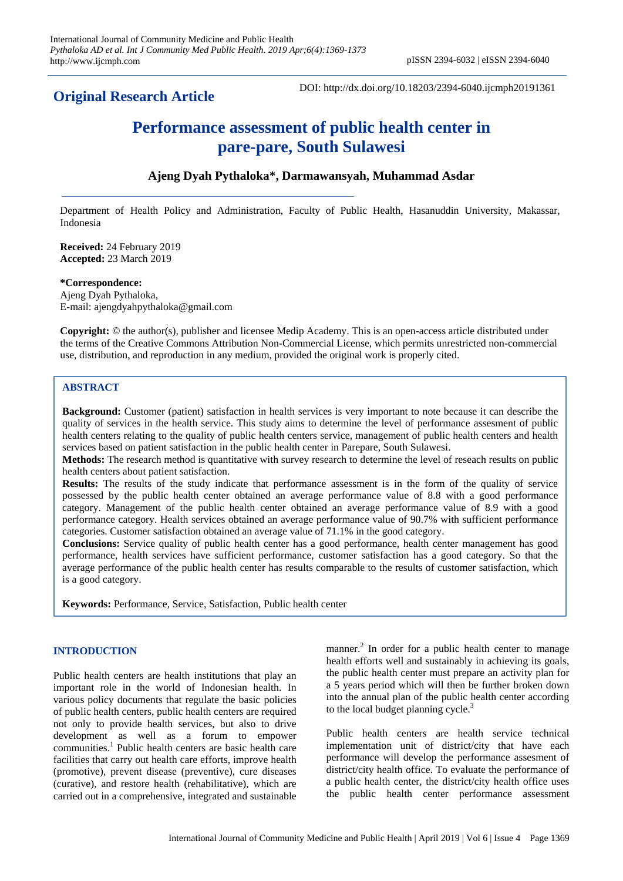**Original Research Article**

DOI: http://dx.doi.org/10.18203/2394-6040.ijcmph20191361

# Performance assessment of public health center in pare-pare, South Sulawesi

**Ajeng Dyah Pythaloka\*, Darmawansyah, Muhammad Asdar**

Department of Health Policy and Administration, Faculty of Public Health, Hasanuddin University, Makassar, Indonesia

**Received:** 24 February 2019
**Accepted:** 23 March 2019

**\*Correspondence:**
Ajeng Dyah Pythaloka,
E-mail: ajengdyahpythaloka@gmail.com

**Copyright:** © the author(s), publisher and licensee Medip Academy. This is an open-access article distributed under the terms of the Creative Commons Attribution Non-Commercial License, which permits unrestricted non-commercial use, distribution, and reproduction in any medium, provided the original work is properly cited.

## ABSTRACT

**Background:** Customer (patient) satisfaction in health services is very important to note because it can describe the quality of services in the health service. This study aims to determine the level of performance assesment of public health centers relating to the quality of public health centers service, management of public health centers and health services based on patient satisfaction in the public health center in Parepare, South Sulawesi.

**Methods:** The research method is quantitative with survey research to determine the level of reseach results on public health centers about patient satisfaction.

**Results:** The results of the study indicate that performance assessment is in the form of the quality of service possessed by the public health center obtained an average performance value of 8.8 with a good performance category. Management of the public health center obtained an average performance value of 8.9 with a good performance category. Health services obtained an average performance value of 90.7% with sufficient performance categories. Customer satisfaction obtained an average value of 71.1% in the good category.

**Conclusions:** Service quality of public health center has a good performance, health center management has good performance, health services have sufficient performance, customer satisfaction has a good category. So that the average performance of the public health center has results comparable to the results of customer satisfaction, which is a good category.

**Keywords:** Performance, Service, Satisfaction, Public health center

## INTRODUCTION

Public health centers are health institutions that play an important role in the world of Indonesian health. In various policy documents that regulate the basic policies of public health centers, public health centers are required not only to provide health services, but also to drive development as well as a forum to empower communities.[1] Public health centers are basic health care facilities that carry out health care efforts, improve health (promotive), prevent disease (preventive), cure diseases (curative), and restore health (rehabilitative), which are carried out in a comprehensive, integrated and sustainable manner.[2] In order for a public health center to manage health efforts well and sustainably in achieving its goals, the public health center must prepare an activity plan for a 5 years period which will then be further broken down into the annual plan of the public health center according to the local budget planning cycle.[3]

Public health centers are health service technical implementation unit of district/city that have each performance will develop the performance assesment of district/city health office. To evaluate the performance of a public health center, the district/city health office uses the public health center performance assessment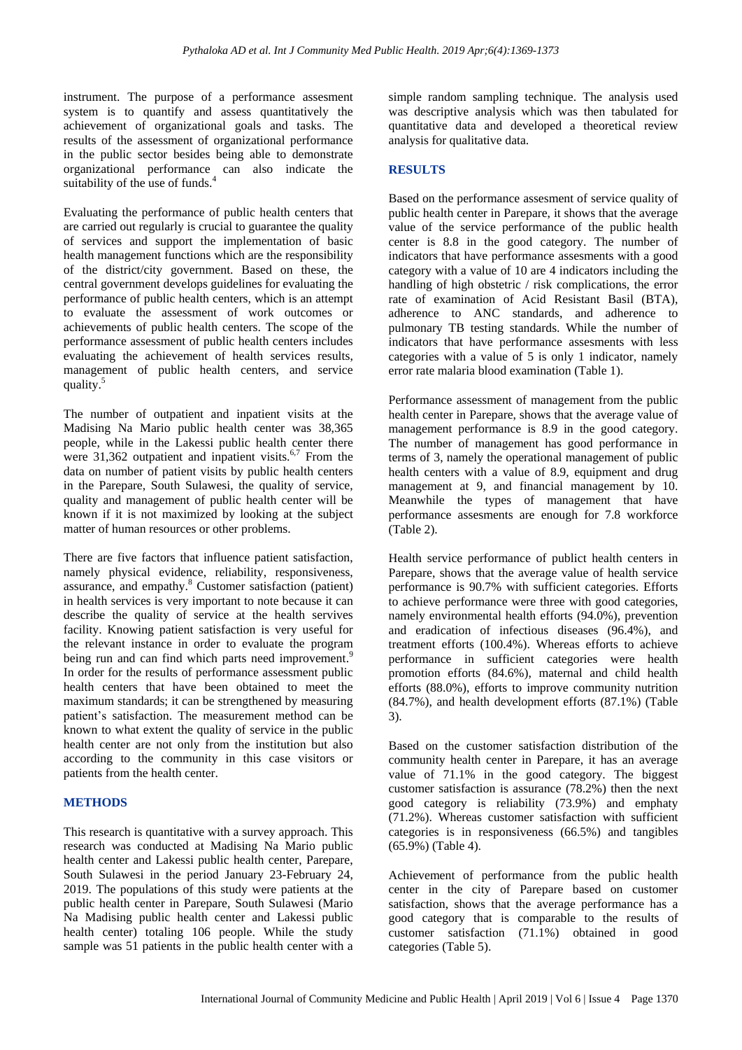instrument. The purpose of a performance assesment system is to quantify and assess quantitatively the achievement of organizational goals and tasks. The results of the assessment of organizational performance in the public sector besides being able to demonstrate organizational performance can also indicate the suitability of the use of funds.[4]

Evaluating the performance of public health centers that are carried out regularly is crucial to guarantee the quality of services and support the implementation of basic health management functions which are the responsibility of the district/city government. Based on these, the central government develops guidelines for evaluating the performance of public health centers, which is an attempt to evaluate the assessment of work outcomes or achievements of public health centers. The scope of the performance assessment of public health centers includes evaluating the achievement of health services results, management of public health centers, and service quality.[5]

The number of outpatient and inpatient visits at the Madising Na Mario public health center was 38,365 people, while in the Lakessi public health center there were 31,362 outpatient and inpatient visits.[6,7] From the data on number of patient visits by public health centers in the Parepare, South Sulawesi, the quality of service, quality and management of public health center will be known if it is not maximized by looking at the subject matter of human resources or other problems.

There are five factors that influence patient satisfaction, namely physical evidence, reliability, responsiveness, assurance, and empathy.[8] Customer satisfaction (patient) in health services is very important to note because it can describe the quality of service at the health servives facility. Knowing patient satisfaction is very useful for the relevant instance in order to evaluate the program being run and can find which parts need improvement.[9] In order for the results of performance assessment public health centers that have been obtained to meet the maximum standards; it can be strengthened by measuring patient's satisfaction. The measurement method can be known to what extent the quality of service in the public health center are not only from the institution but also according to the community in this case visitors or patients from the health center.

## METHODS

This research is quantitative with a survey approach. This research was conducted at Madising Na Mario public health center and Lakessi public health center, Parepare, South Sulawesi in the period January 23-February 24, 2019. The populations of this study were patients at the public health center in Parepare, South Sulawesi (Mario Na Madising public health center and Lakessi public health center) totaling 106 people. While the study sample was 51 patients in the public health center with a simple random sampling technique. The analysis used was descriptive analysis which was then tabulated for quantitative data and developed a theoretical review analysis for qualitative data.

## RESULTS

Based on the performance assesment of service quality of public health center in Parepare, it shows that the average value of the service performance of the public health center is 8.8 in the good category. The number of indicators that have performance assesments with a good category with a value of 10 are 4 indicators including the handling of high obstetric / risk complications, the error rate of examination of Acid Resistant Basil (BTA), adherence to ANC standards, and adherence to pulmonary TB testing standards. While the number of indicators that have performance assesments with less categories with a value of 5 is only 1 indicator, namely error rate malaria blood examination (Table 1).

Performance assessment of management from the public health center in Parepare, shows that the average value of management performance is 8.9 in the good category. The number of management has good performance in terms of 3, namely the operational management of public health centers with a value of 8.9, equipment and drug management at 9, and financial management by 10. Meanwhile the types of management that have performance assesments are enough for 7.8 workforce (Table 2).

Health service performance of publict health centers in Parepare, shows that the average value of health service performance is 90.7% with sufficient categories. Efforts to achieve performance were three with good categories, namely environmental health efforts (94.0%), prevention and eradication of infectious diseases (96.4%), and treatment efforts (100.4%). Whereas efforts to achieve performance in sufficient categories were health promotion efforts (84.6%), maternal and child health efforts (88.0%), efforts to improve community nutrition (84.7%), and health development efforts (87.1%) (Table 3).

Based on the customer satisfaction distribution of the community health center in Parepare, it has an average value of 71.1% in the good category. The biggest customer satisfaction is assurance (78.2%) then the next good category is reliability (73.9%) and emphaty (71.2%). Whereas customer satisfaction with sufficient categories is in responsiveness (66.5%) and tangibles (65.9%) (Table 4).

Achievement of performance from the public health center in the city of Parepare based on customer satisfaction, shows that the average performance has a good category that is comparable to the results of customer satisfaction (71.1%) obtained in good categories (Table 5).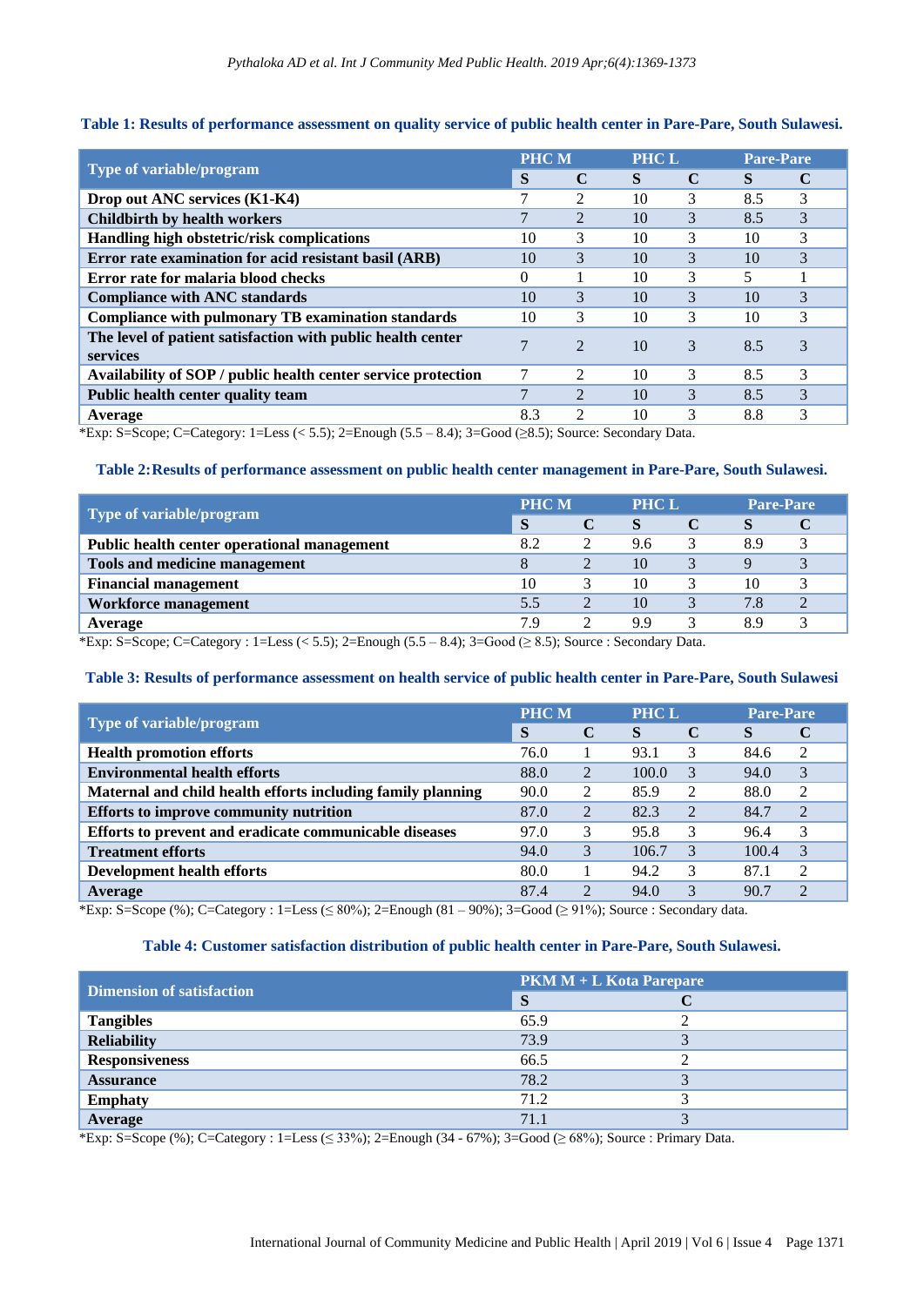**Table 1: Results of performance assessment on quality service of public health center in Pare-Pare, South Sulawesi.**

| Type of variable/program | PHC M | | PHC L | | Pare-Pare | |
|---|---|---|---|---|---|---|
| | S | C | S | C | S | C |
| **Drop out ANC services (K1-K4)** | 7 | 2 | 10 | 3 | 8.5 | 3 |
| **Childbirth by health workers** | 7 | 2 | 10 | 3 | 8.5 | 3 |
| **Handling high obstetric/risk complications** | 10 | 3 | 10 | 3 | 10 | 3 |
| **Error rate examination for acid resistant basil (ARB)** | 10 | 3 | 10 | 3 | 10 | 3 |
| **Error rate for malaria blood checks** | 0 | 1 | 10 | 3 | 5 | 1 |
| **Compliance with ANC standards** | 10 | 3 | 10 | 3 | 10 | 3 |
| **Compliance with pulmonary TB examination standards** | 10 | 3 | 10 | 3 | 10 | 3 |
| **The level of patient satisfaction with public health center services** | 7 | 2 | 10 | 3 | 8.5 | 3 |
| **Availability of SOP / public health center service protection** | 7 | 2 | 10 | 3 | 8.5 | 3 |
| **Public health center quality team** | 7 | 2 | 10 | 3 | 8.5 | 3 |
| **Average** | 8.3 | 2 | 10 | 3 | 8.8 | 3 |

*Exp: S=Scope; C=Category: 1=Less (< 5.5); 2=Enough (5.5 – 8.4); 3=Good (≥8.5); Source: Secondary Data.

**Table 2: Results of performance assessment on public health center management in Pare-Pare, South Sulawesi.**

| Type of variable/program | PHC M | | PHC L | | Pare-Pare | |
|---|---|---|---|---|---|---|
| | S | C | S | C | S | C |
| **Public health center operational management** | 8.2 | 2 | 9.6 | 3 | 8.9 | 3 |
| **Tools and medicine management** | 8 | 2 | 10 | 3 | 9 | 3 |
| **Financial management** | 10 | 3 | 10 | 3 | 10 | 3 |
| **Workforce management** | 5.5 | 2 | 10 | 3 | 7.8 | 2 |
| **Average** | 7.9 | 2 | 9.9 | 3 | 8.9 | 3 |

*Exp: S=Scope; C=Category : 1=Less (< 5.5); 2=Enough (5.5 – 8.4); 3=Good (≥ 8.5); Source : Secondary Data.

**Table 3: Results of performance assessment on health service of public health center in Pare-Pare, South Sulawesi**

| Type of variable/program | PHC M | | PHC L | | Pare-Pare | |
|---|---|---|---|---|---|---|
| | S | C | S | C | S | C |
| **Health promotion efforts** | 76.0 | 1 | 93.1 | 3 | 84.6 | 2 |
| **Environmental health efforts** | 88.0 | 2 | 100.0 | 3 | 94.0 | 3 |
| **Maternal and child health efforts including family planning** | 90.0 | 2 | 85.9 | 2 | 88.0 | 2 |
| **Efforts to improve community nutrition** | 87.0 | 2 | 82.3 | 2 | 84.7 | 2 |
| **Efforts to prevent and eradicate communicable diseases** | 97.0 | 3 | 95.8 | 3 | 96.4 | 3 |
| **Treatment efforts** | 94.0 | 3 | 106.7 | 3 | 100.4 | 3 |
| **Development health efforts** | 80.0 | 1 | 94.2 | 3 | 87.1 | 2 |
| **Average** | 87.4 | 2 | 94.0 | 3 | 90.7 | 2 |

*Exp: S=Scope (%); C=Category : 1=Less (≤ 80%); 2=Enough (81 – 90%); 3=Good (≥ 91%); Source : Secondary data.

**Table 4: Customer satisfaction distribution of public health center in Pare-Pare, South Sulawesi.**

| Dimension of satisfaction | PKM M + L Kota Parepare | |
|---|---|---|
| | S | C |
| **Tangibles** | 65.9 | 2 |
| **Reliability** | 73.9 | 3 |
| **Responsiveness** | 66.5 | 2 |
| **Assurance** | 78.2 | 3 |
| **Emphaty** | 71.2 | 3 |
| **Average** | 71.1 | 3 |

*Exp: S=Scope (%); C=Category : 1=Less (≤ 33%); 2=Enough (34 - 67%); 3=Good (≥ 68%); Source : Primary Data.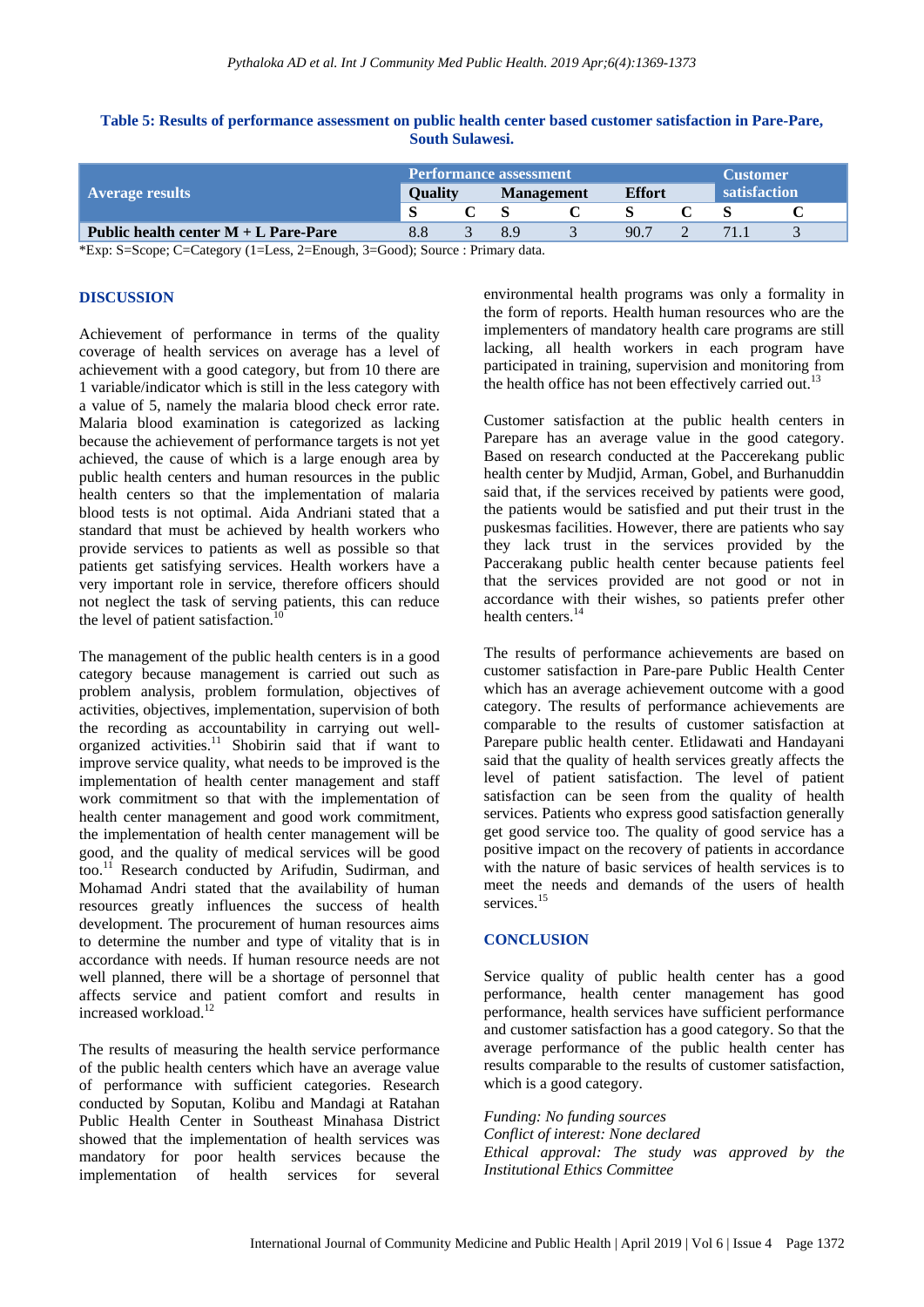**Table 5: Results of performance assessment on public health center based customer satisfaction in Pare-Pare, South Sulawesi.**

| Average results | Performance assessment | | | | | | Customer satisfaction | |
|---|---|---|---|---|---|---|---|---|
| | Quality | | Management | | Effort | | | |
| | S | C | S | C | S | C | S | C |
| **Public health center M + L Pare-Pare** | 8.8 | 3 | 8.9 | 3 | 90.7 | 2 | 71.1 | 3 |

*Exp: S=Scope; C=Category (1=Less, 2=Enough, 3=Good); Source : Primary data.

## DISCUSSION

Achievement of performance in terms of the quality coverage of health services on average has a level of achievement with a good category, but from 10 there are 1 variable/indicator which is still in the less category with a value of 5, namely the malaria blood check error rate. Malaria blood examination is categorized as lacking because the achievement of performance targets is not yet achieved, the cause of which is a large enough area by public health centers and human resources in the public health centers so that the implementation of malaria blood tests is not optimal. Aida Andriani stated that a standard that must be achieved by health workers who provide services to patients as well as possible so that patients get satisfying services. Health workers have a very important role in service, therefore should not neglect the task of serving patients, this can reduce the level of patient satisfaction.[10]

The management of the public health centers is in a good category because management is carried out such as problem analysis, problem formulation, objectives of activities, objectives, implementation, supervision of both the recording as accountability in carrying out well-organized activities.[11] Shobirin said that if want to improve service quality, what needs to be improved is the implementation of health center management and staff work commitment so that with the implementation of health center management and good work commitment, the implementation of health center management will be good, and the quality of medical services will be good too.[11] Research conducted by Arifudin, Sudirman, and Mohamad Andri stated that the availability of human resources greatly influences the success of health development. The procurement of human resources aims to determine the number and type of vitality that is in accordance with needs. If human resource needs are not well planned, there will be a shortage of personnel that affects service and patient comfort and results in increased workload.[12]

The results of measuring the health service performance of the public health centers which have an average value of performance with sufficient categories. Research conducted by Soputan, Kolibu and Mandagi at Ratahan Public Health Center in Southeast Minahasa District showed that the implementation of health services was mandatory for poor health services because the implementation of health services for several environmental health programs was only a formality in the form of reports. Health human resources who are the implementers of mandatory health care programs are still lacking, all health workers in each program have participated in training, supervision and monitoring from the health office has not been effectively carried out.[13]

Customer satisfaction at the public health centers in Parepare has an average value in the good category. Based on research conducted at the Paccerekang public health center by Mudjid, Arman, Gobel, and Burhanuddin said that, if the services received by patients were good, the patients would be satisfied and put their trust in the puskesmas facilities. However, there are patients who say they lack trust in the services provided by the Paccerakang public health center because patients feel that the services provided are not good or not in accordance with their wishes, so patients prefer other health centers.[14]

The results of performance achievements are based on customer satisfaction in Pare-pare Public Health Center which has an average achievement outcome with a good category. The results of performance achievements are comparable to the results of customer satisfaction at Parepare public health center. Etlidawati and Handayani said that the quality of health services greatly affects the level of patient satisfaction. The level of patient satisfaction can be seen from the quality of health services. Patients who express good satisfaction generally get good service too. The quality of good service has a positive impact on the recovery of patients in accordance with the nature of basic services of health services is to meet the needs and demands of the users of health services.[15]

## CONCLUSION

Service quality of public health center has a good performance, health center management has good performance, health services have sufficient performance and customer satisfaction has a good category. So that the average performance of the public health center has results comparable to the results of customer satisfaction, which is a good category.

*Funding: No funding sources*
*Conflict of interest: None declared*
*Ethical approval: The study was approved by the Institutional Ethics Committee*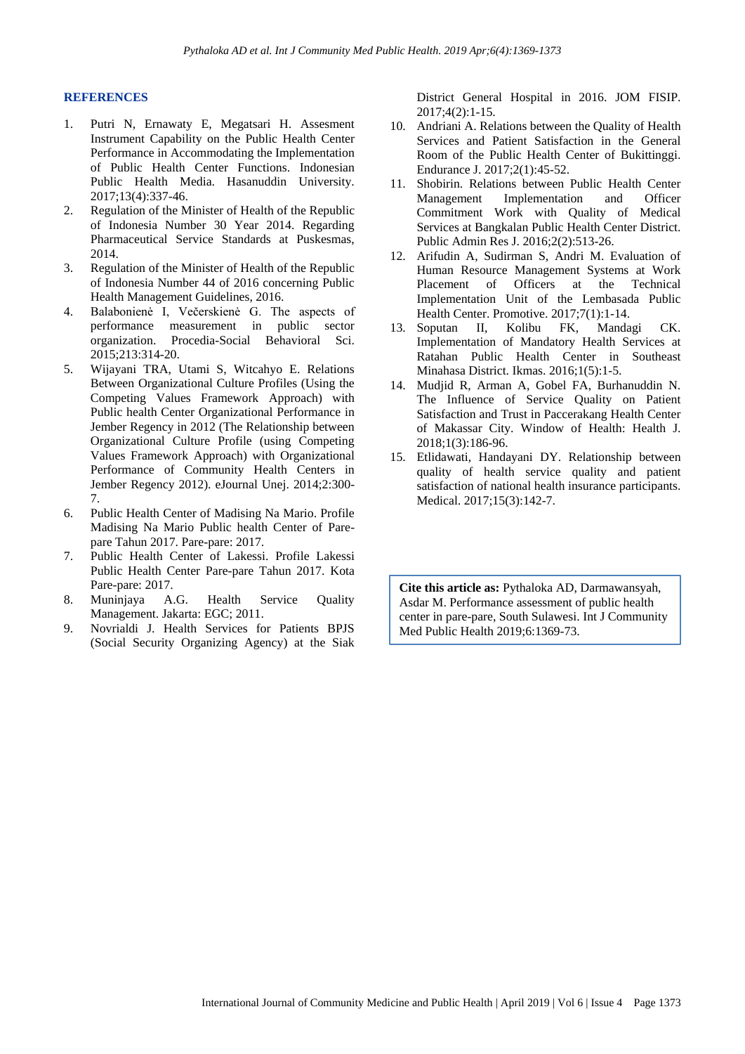## REFERENCES

1. Putri N, Ernawaty E, Megatsari H. Assesment Instrument Capability on the Public Health Center Performance in Accommodating the Implementation of Public Health Center Functions. Indonesian Public Health Media. Hasanuddin University. 2017;13(4):337-46.
2. Regulation of the Minister of Health of the Republic of Indonesia Number 30 Year 2014. Regarding Pharmaceutical Service Standards at Puskesmas, 2014.
3. Regulation of the Minister of Health of the Republic of Indonesia Number 44 of 2016 concerning Public Health Management Guidelines, 2016.
4. Balabonienė I, Večerskienė G. The aspects of performance measurement in public sector organization. Procedia-Social Behavioral Sci. 2015;213:314-20.
5. Wijayani TRA, Utami S, Witcahyo E. Relations Between Organizational Culture Profiles (Using the Competing Values Framework Approach) with Public health Center Organizational Performance in Jember Regency in 2012 (The Relationship between Organizational Culture Profile (using Competing Values Framework Approach) with Organizational Performance of Community Health Centers in Jember Regency 2012). eJournal Unej. 2014;2:300-7.
6. Public Health Center of Madising Na Mario. Profile Madising Na Mario Public health Center of Pare-pare Tahun 2017. Pare-pare: 2017.
7. Public Health Center of Lakessi. Profile Lakessi Public Health Center Pare-pare Tahun 2017. Kota Pare-pare: 2017.
8. Muninjaya A.G. Health Service Quality Management. Jakarta: EGC; 2011.
9. Novrialdi J. Health Services for Patients BPJS (Social Security Organizing Agency) at the Siak District General Hospital in 2016. JOM FISIP. 2017;4(2):1-15.
10. Andriani A. Relations between the Quality of Health Services and Patient Satisfaction in the General Room of the Public Health Center of Bukittinggi. Endurance J. 2017;2(1):45-52.
11. Shobirin. Relations between Public Health Center Management Implementation and Officer Commitment Work with Quality of Medical Services at Bangkalan Public Health Center District. Public Admin Res J. 2016;2(2):513-26.
12. Arifudin A, Sudirman S, Andri M. Evaluation of Human Resource Management Systems at Work Placement of Officers at the Technical Implementation Unit of the Lembasada Public Health Center. Promotive. 2017;7(1):1-14.
13. Soputan II, Kolibu FK, Mandagi CK. Implementation of Mandatory Health Services at Ratahan Public Health Center in Southeast Minahasa District. Ikmas. 2016;1(5):1-5.
14. Mudjid R, Arman A, Gobel FA, Burhanuddin N. The Influence of Service Quality on Patient Satisfaction and Trust in Paccerakang Health Center of Makassar City. Window of Health: Health J. 2018;1(3):186-96.
15. Etlidawati, Handayani DY. Relationship between quality of health service quality and patient satisfaction of national health insurance participants. Medical. 2017;15(3):142-7.

**Cite this article as:** Pythaloka AD, Darmawansyah, Asdar M. Performance assessment of public health center in pare-pare, South Sulawesi. Int J Community Med Public Health 2019;6:1369-73.